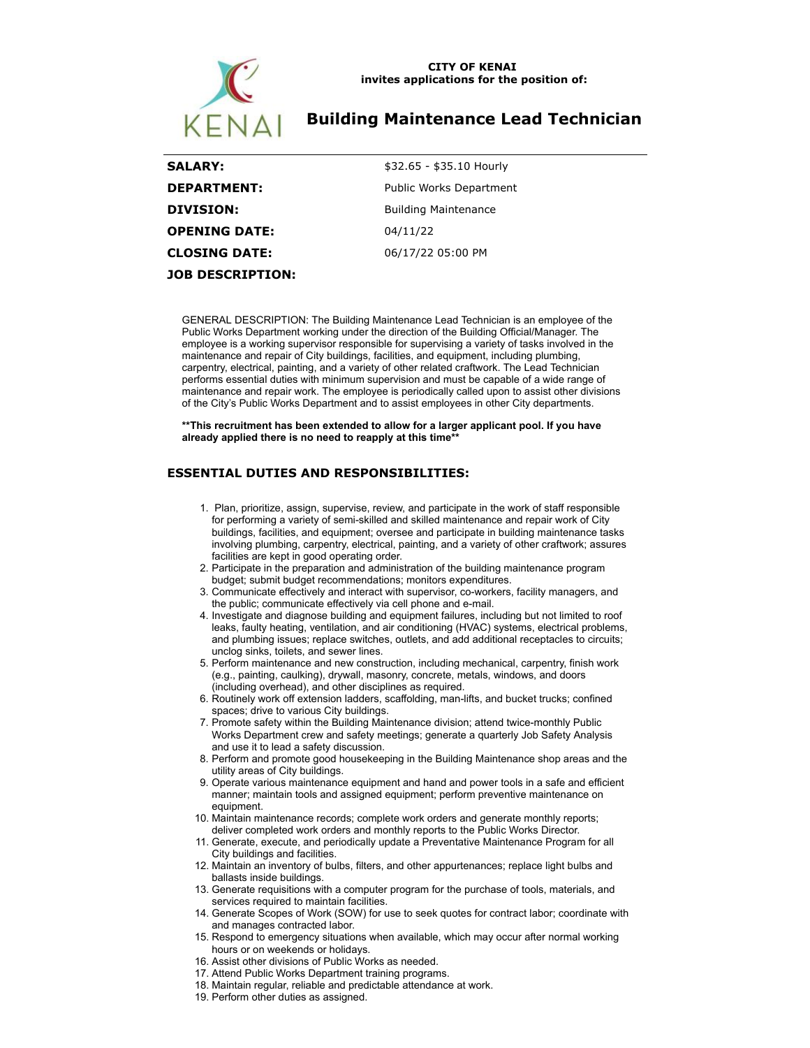**CITY OF KENAI**
**invites applications for the position of:**

# Building Maintenance Lead Technician

| | |
|---|---|
| **SALARY:** | $32.65 - $35.10 Hourly |
| **DEPARTMENT:** | Public Works Department |
| **DIVISION:** | Building Maintenance |
| **OPENING DATE:** | 04/11/22 |
| **CLOSING DATE:** | 06/17/22 05:00 PM |

**JOB DESCRIPTION:**

GENERAL DESCRIPTION: The Building Maintenance Lead Technician is an employee of the Public Works Department working under the direction of the Building Official/Manager. The employee is a working supervisor responsible for supervising a variety of tasks involved in the maintenance and repair of City buildings, facilities, and equipment, including plumbing, carpentry, electrical, painting, and a variety of other related craftwork. The Lead Technician performs essential duties with minimum supervision and must be capable of a wide range of maintenance and repair work. The employee is periodically called upon to assist other divisions of the City's Public Works Department and to assist employees in other City departments.

**\*\*This recruitment has been extended to allow for a larger applicant pool. If you have already applied there is no need to reapply at this time\*\***

## ESSENTIAL DUTIES AND RESPONSIBILITIES:

1. Plan, prioritize, assign, supervise, review, and participate in the work of staff responsible for performing a variety of semi-skilled and skilled maintenance and repair work of City buildings, facilities, and equipment; oversee and participate in building maintenance tasks involving plumbing, carpentry, electrical, painting, and a variety of other craftwork; assures facilities are kept in good operating order.
2. Participate in the preparation and administration of the building maintenance program budget; submit budget recommendations; monitors expenditures.
3. Communicate effectively and interact with supervisor, co-workers, facility managers, and the public; communicate effectively via cell phone and e-mail.
4. Investigate and diagnose building and equipment failures, including but not limited to roof leaks, faulty heating, ventilation, and air conditioning (HVAC) systems, electrical problems, and plumbing issues; replace switches, outlets, and add additional receptacles to circuits; unclog sinks, toilets, and sewer lines.
5. Perform maintenance and new construction, including mechanical, carpentry, finish work (e.g., painting, caulking), drywall, masonry, concrete, metals, windows, and doors (including overhead), and other disciplines as required.
6. Routinely work off extension ladders, scaffolding, man-lifts, and bucket trucks; confined spaces; drive to various City buildings.
7. Promote safety within the Building Maintenance division; attend twice-monthly Public Works Department crew and safety meetings; generate a quarterly Job Safety Analysis and use it to lead a safety discussion.
8. Perform and promote good housekeeping in the Building Maintenance shop areas and the utility areas of City buildings.
9. Operate various maintenance equipment and hand and power tools in a safe and efficient manner; maintain tools and assigned equipment; perform preventive maintenance on equipment.
10. Maintain maintenance records; complete work orders and generate monthly reports; deliver completed work orders and monthly reports to the Public Works Director.
11. Generate, execute, and periodically update a Preventative Maintenance Program for all City buildings and facilities.
12. Maintain an inventory of bulbs, filters, and other appurtenances; replace light bulbs and ballasts inside buildings.
13. Generate requisitions with a computer program for the purchase of tools, materials, and services required to maintain facilities.
14. Generate Scopes of Work (SOW) for use to seek quotes for contract labor; coordinate with and manages contracted labor.
15. Respond to emergency situations when available, which may occur after normal working hours or on weekends or holidays.
16. Assist other divisions of Public Works as needed.
17. Attend Public Works Department training programs.
18. Maintain regular, reliable and predictable attendance at work.
19. Perform other duties as assigned.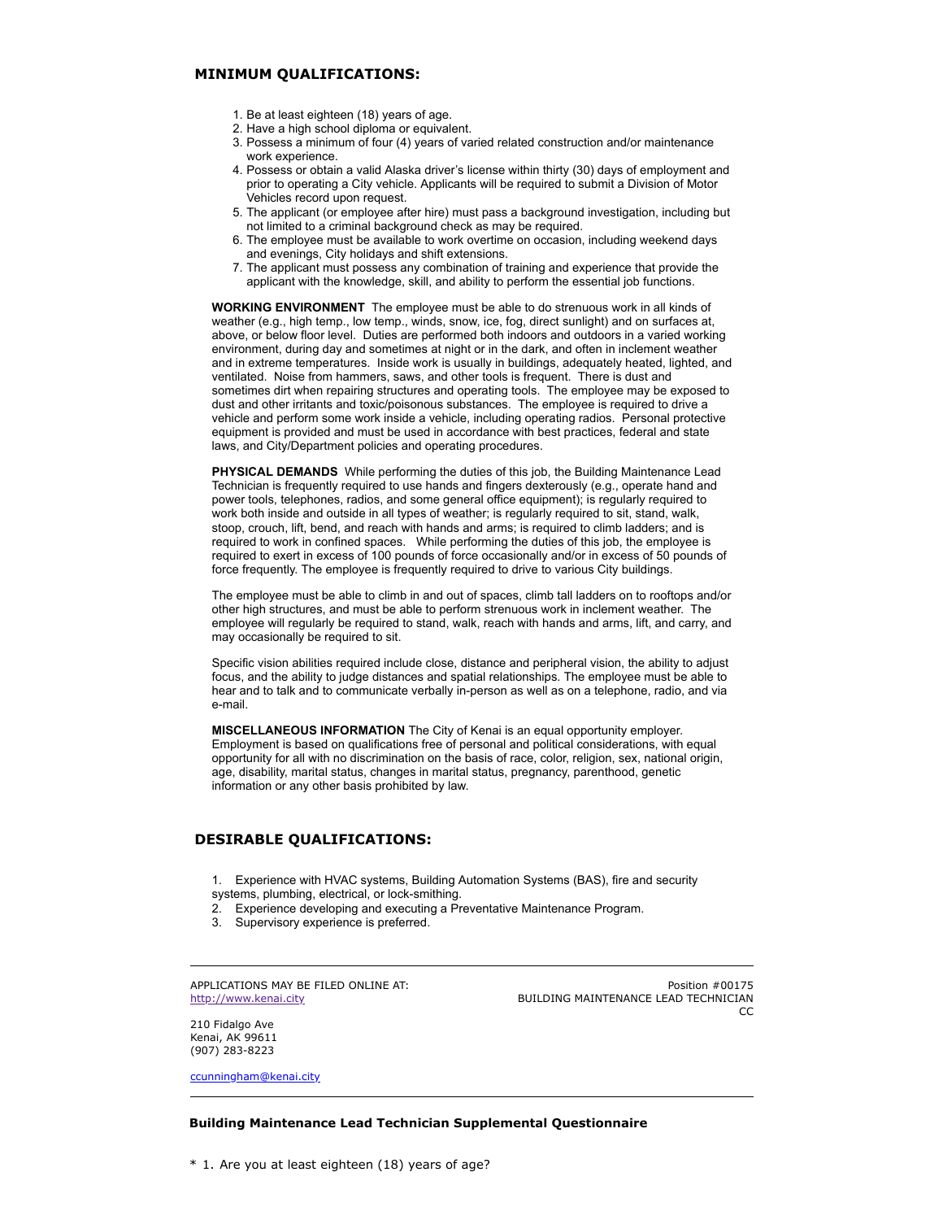## MINIMUM QUALIFICATIONS:

1. Be at least eighteen (18) years of age.
2. Have a high school diploma or equivalent.
3. Possess a minimum of four (4) years of varied related construction and/or maintenance work experience.
4. Possess or obtain a valid Alaska driver's license within thirty (30) days of employment and prior to operating a City vehicle. Applicants will be required to submit a Division of Motor Vehicles record upon request.
5. The applicant (or employee after hire) must pass a background investigation, including but not limited to a criminal background check as may be required.
6. The employee must be available to work overtime on occasion, including weekend days and evenings, City holidays and shift extensions.
7. The applicant must possess any combination of training and experience that provide the applicant with the knowledge, skill, and ability to perform the essential job functions.

**WORKING ENVIRONMENT** The employee must be able to do strenuous work in all kinds of weather (e.g., high temp., low temp., winds, snow, ice, fog, direct sunlight) and on surfaces at, above, or below floor level. Duties are performed both indoors and outdoors in a varied working environment, during day and sometimes at night or in the dark, and often in inclement weather and in extreme temperatures. Inside work is usually in buildings, adequately heated, lighted, and ventilated. Noise from hammers, saws, and other tools is frequent. There is dust and sometimes dirt when repairing structures and operating tools. The employee may be exposed to dust and other irritants and toxic/poisonous substances. The employee is required to drive a vehicle and perform some work inside a vehicle, including operating radios. Personal protective equipment is provided and must be used in accordance with best practices, federal and state laws, and City/Department policies and operating procedures.

**PHYSICAL DEMANDS** While performing the duties of this job, the Building Maintenance Lead Technician is frequently required to use hands and fingers dexterously (e.g., operate hand and power tools, telephones, radios, and some general office equipment); is regularly required to work both inside and outside in all types of weather; is regularly required to sit, stand, walk, stoop, crouch, lift, bend, and reach with hands and arms; is required to climb ladders; and is required to work in confined spaces. While performing the duties of this job, the employee is required to exert in excess of 100 pounds of force occasionally and/or in excess of 50 pounds of force frequently. The employee is frequently required to drive to various City buildings.

The employee must be able to climb in and out of spaces, climb tall ladders on to rooftops and/or other high structures, and must be able to perform strenuous work in inclement weather. The employee will regularly be required to stand, walk, reach with hands and arms, lift, and carry, and may occasionally be required to sit.

Specific vision abilities required include close, distance and peripheral vision, the ability to adjust focus, and the ability to judge distances and spatial relationships. The employee must be able to hear and to talk and to communicate verbally in-person as well as on a telephone, radio, and via e-mail.

**MISCELLANEOUS INFORMATION** The City of Kenai is an equal opportunity employer. Employment is based on qualifications free of personal and political considerations, with equal opportunity for all with no discrimination on the basis of race, color, religion, sex, national origin, age, disability, marital status, changes in marital status, pregnancy, parenthood, genetic information or any other basis prohibited by law.

## DESIRABLE QUALIFICATIONS:

1. Experience with HVAC systems, Building Automation Systems (BAS), fire and security systems, plumbing, electrical, or lock-smithing.
2. Experience developing and executing a Preventative Maintenance Program.
3. Supervisory experience is preferred.

---

APPLICATIONS MAY BE FILED ONLINE AT:
http://www.kenai.city

210 Fidalgo Ave
Kenai, AK 99611
(907) 283-8223

ccunningham@kenai.city

Position #00175
BUILDING MAINTENANCE LEAD TECHNICIAN
CC

---

### Building Maintenance Lead Technician Supplemental Questionnaire

\* 1. Are you at least eighteen (18) years of age?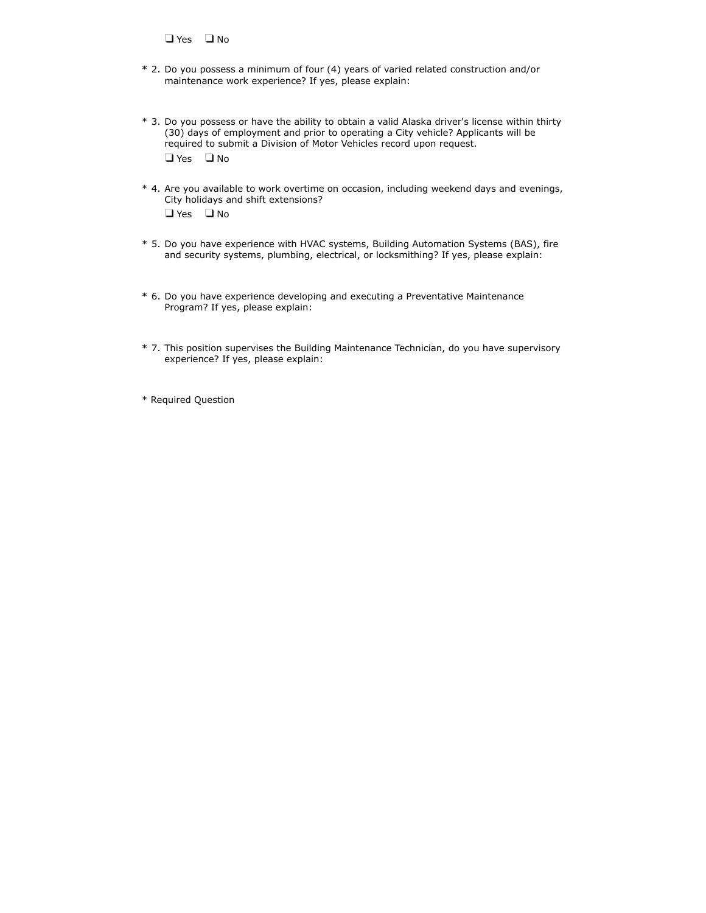❑ Yes ❑ No

\* 2. Do you possess a minimum of four (4) years of varied related construction and/or maintenance work experience? If yes, please explain:

\* 3. Do you possess or have the ability to obtain a valid Alaska driver's license within thirty (30) days of employment and prior to operating a City vehicle? Applicants will be required to submit a Division of Motor Vehicles record upon request.

❑ Yes ❑ No

\* 4. Are you available to work overtime on occasion, including weekend days and evenings, City holidays and shift extensions?

❑ Yes ❑ No

\* 5. Do you have experience with HVAC systems, Building Automation Systems (BAS), fire and security systems, plumbing, electrical, or locksmithing? If yes, please explain:

\* 6. Do you have experience developing and executing a Preventative Maintenance Program? If yes, please explain:

\* 7. This position supervises the Building Maintenance Technician, do you have supervisory experience? If yes, please explain:

\* Required Question